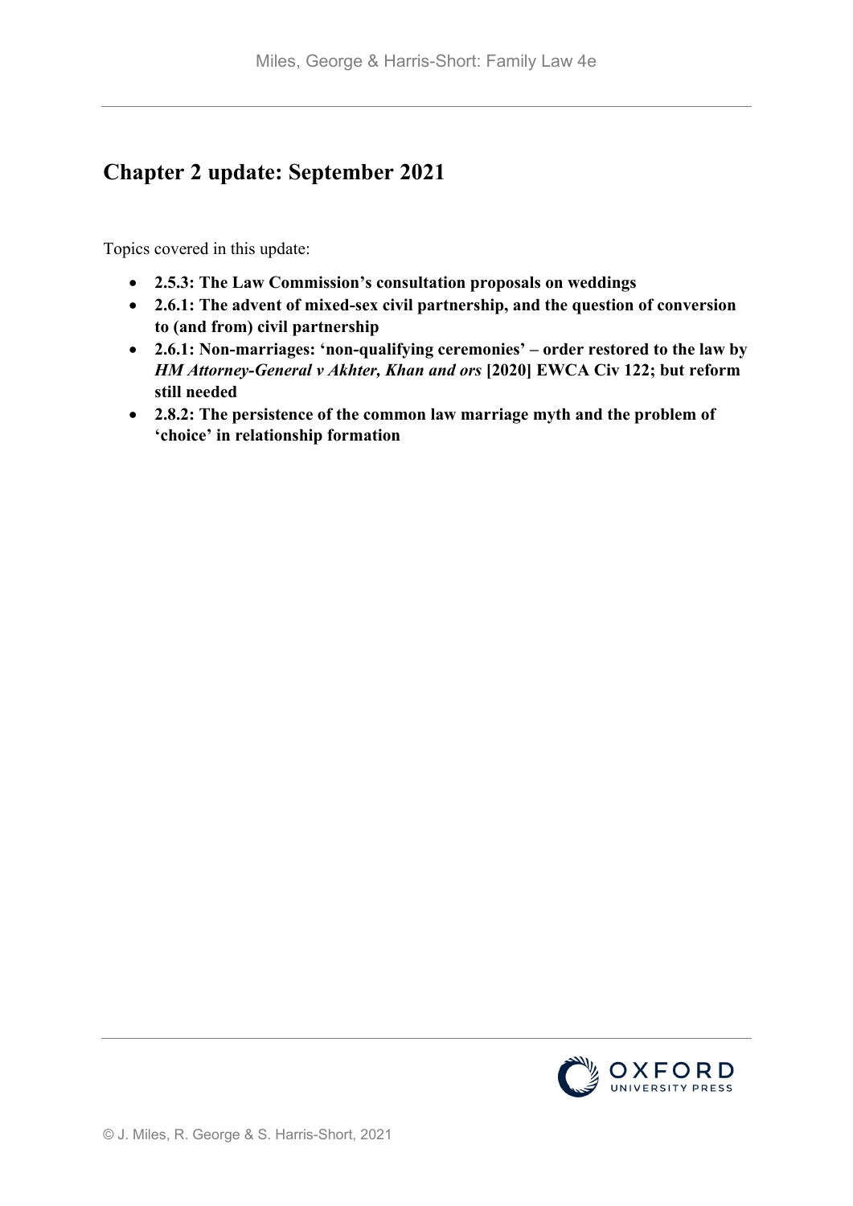# Chapter 2 update: September 2021

Topics covered in this update:

- **2.5.3: The Law Commission's consultation proposals on weddings**
- **2.6.1: The advent of mixed-sex civil partnership, and the question of conversion to (and from) civil partnership**
- **2.6.1: Non-marriages: 'non-qualifying ceremonies' – order restored to the law by *HM Attorney-General v Akhter, Khan and ors* [2020] EWCA Civ 122; but reform still needed**
- **2.8.2: The persistence of the common law marriage myth and the problem of 'choice' in relationship formation**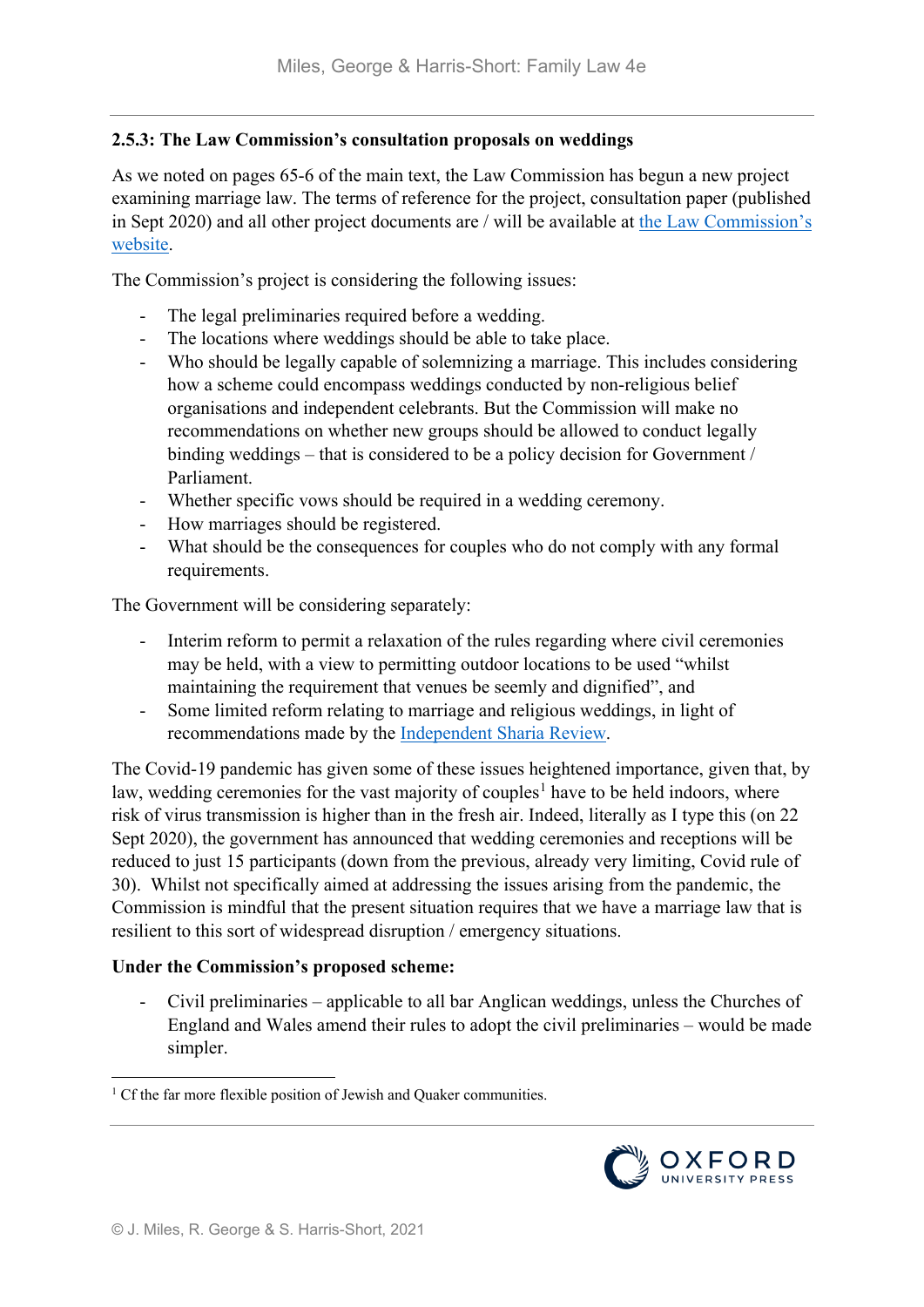### 2.5.3: The Law Commission's consultation proposals on weddings

As we noted on pages 65-6 of the main text, the Law Commission has begun a new project examining marriage law. The terms of reference for the project, consultation paper (published in Sept 2020) and all other project documents are / will be available at the Law Commission's website.

The Commission's project is considering the following issues:

- The legal preliminaries required before a wedding.
- The locations where weddings should be able to take place.
- Who should be legally capable of solemnizing a marriage. This includes considering how a scheme could encompass weddings conducted by non-religious belief organisations and independent celebrants. But the Commission will make no recommendations on whether new groups should be allowed to conduct legally binding weddings – that is considered to be a policy decision for Government / Parliament.
- Whether specific vows should be required in a wedding ceremony.
- How marriages should be registered.
- What should be the consequences for couples who do not comply with any formal requirements.

The Government will be considering separately:

- Interim reform to permit a relaxation of the rules regarding where civil ceremonies may be held, with a view to permitting outdoor locations to be used "whilst maintaining the requirement that venues be seemly and dignified", and
- Some limited reform relating to marriage and religious weddings, in light of recommendations made by the Independent Sharia Review.

The Covid-19 pandemic has given some of these issues heightened importance, given that, by law, wedding ceremonies for the vast majority of couples[1] have to be held indoors, where risk of virus transmission is higher than in the fresh air. Indeed, literally as I type this (on 22 Sept 2020), the government has announced that wedding ceremonies and receptions will be reduced to just 15 participants (down from the previous, already very limiting, Covid rule of 30). Whilst not specifically aimed at addressing the issues arising from the pandemic, the Commission is mindful that the present situation requires that we have a marriage law that is resilient to this sort of widespread disruption / emergency situations.

**Under the Commission's proposed scheme:**

- Civil preliminaries – applicable to all bar Anglican weddings, unless the Churches of England and Wales amend their rules to adopt the civil preliminaries – would be made simpler.

[1] Cf the far more flexible position of Jewish and Quaker communities.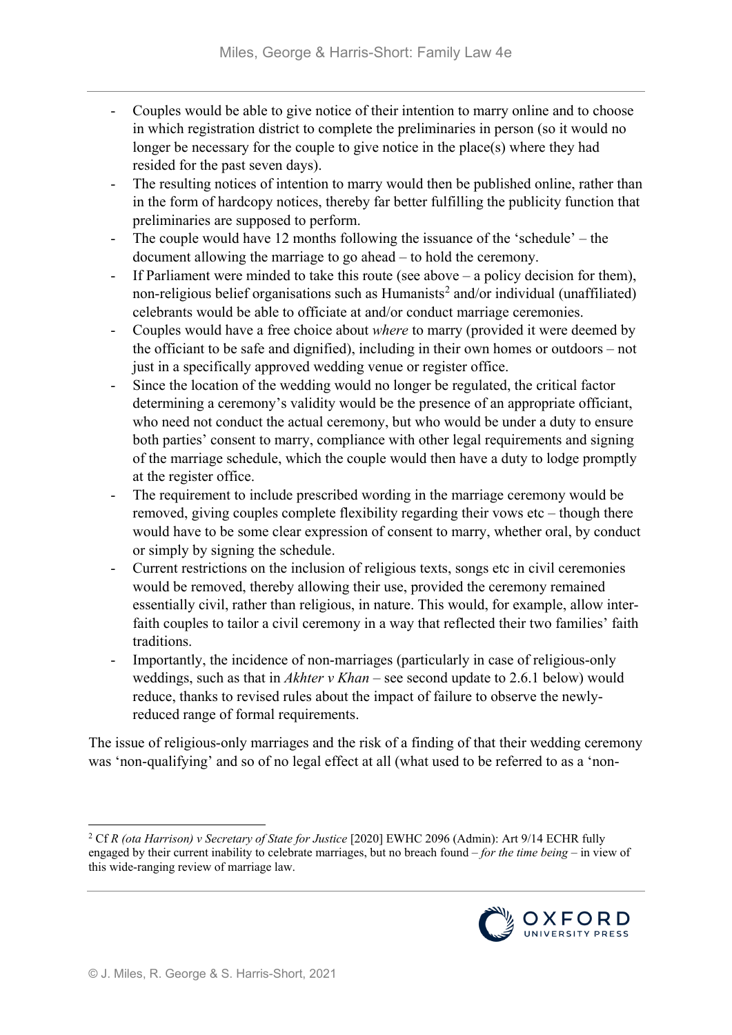- Couples would be able to give notice of their intention to marry online and to choose in which registration district to complete the preliminaries in person (so it would no longer be necessary for the couple to give notice in the place(s) where they had resided for the past seven days).
- The resulting notices of intention to marry would then be published online, rather than in the form of hardcopy notices, thereby far better fulfilling the publicity function that preliminaries are supposed to perform.
- The couple would have 12 months following the issuance of the 'schedule' – the document allowing the marriage to go ahead – to hold the ceremony.
- If Parliament were minded to take this route (see above – a policy decision for them), non-religious belief organisations such as Humanists[2] and/or individual (unaffiliated) celebrants would be able to officiate at and/or conduct marriage ceremonies.
- Couples would have a free choice about *where* to marry (provided it were deemed by the officiant to be safe and dignified), including in their own homes or outdoors – not just in a specifically approved wedding venue or register office.
- Since the location of the wedding would no longer be regulated, the critical factor determining a ceremony's validity would be the presence of an appropriate officiant, who need not conduct the actual ceremony, but who would be under a duty to ensure both parties' consent to marry, compliance with other legal requirements and signing of the marriage schedule, which the couple would then have a duty to lodge promptly at the register office.
- The requirement to include prescribed wording in the marriage ceremony would be removed, giving couples complete flexibility regarding their vows etc – though there would have to be some clear expression of consent to marry, whether oral, by conduct or simply by signing the schedule.
- Current restrictions on the inclusion of religious texts, songs etc in civil ceremonies would be removed, thereby allowing their use, provided the ceremony remained essentially civil, rather than religious, in nature. This would, for example, allow inter-faith couples to tailor a civil ceremony in a way that reflected their two families' faith traditions.
- Importantly, the incidence of non-marriages (particularly in case of religious-only weddings, such as that in *Akhter v Khan* – see second update to 2.6.1 below) would reduce, thanks to revised rules about the impact of failure to observe the newly-reduced range of formal requirements.

The issue of religious-only marriages and the risk of a finding of that their wedding ceremony was 'non-qualifying' and so of no legal effect at all (what used to be referred to as a 'non-

[2] Cf *R (ota Harrison) v Secretary of State for Justice* [2020] EWHC 2096 (Admin): Art 9/14 ECHR fully engaged by their current inability to celebrate marriages, but no breach found – *for the time being* – in view of this wide-ranging review of marriage law.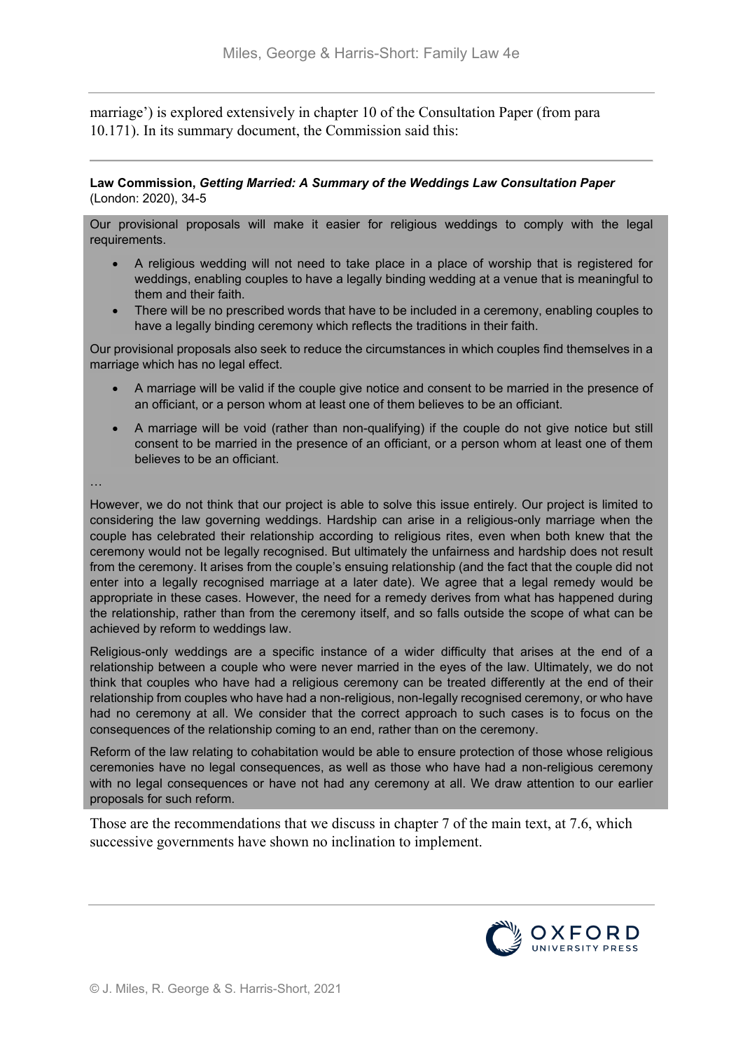marriage') is explored extensively in chapter 10 of the Consultation Paper (from para 10.171). In its summary document, the Commission said this:

---

**Law Commission, *Getting Married: A Summary of the Weddings Law Consultation Paper*** (London: 2020), 34-5

> Our provisional proposals will make it easier for religious weddings to comply with the legal requirements.
>
> - A religious wedding will not need to take place in a place of worship that is registered for weddings, enabling couples to have a legally binding wedding at a venue that is meaningful to them and their faith.
> - There will be no prescribed words that have to be included in a ceremony, enabling couples to have a legally binding ceremony which reflects the traditions in their faith.
>
> Our provisional proposals also seek to reduce the circumstances in which couples find themselves in a marriage which has no legal effect.
>
> - A marriage will be valid if the couple give notice and consent to be married in the presence of an officiant, or a person whom at least one of them believes to be an officiant.
> - A marriage will be void (rather than non-qualifying) if the couple do not give notice but still consent to be married in the presence of an officiant, or a person whom at least one of them believes to be an officiant.
>
> …
>
> However, we do not think that our project is able to solve this issue entirely. Our project is limited to considering the law governing weddings. Hardship can arise in a religious-only marriage when the couple has celebrated their relationship according to religious rites, even when both knew that the ceremony would not be legally recognised. But ultimately the unfairness and hardship does not result from the ceremony. It arises from the couple's ensuing relationship (and the fact that the couple did not enter into a legally recognised marriage at a later date). We agree that a legal remedy would be appropriate in these cases. However, the need for a remedy derives from what has happened during the relationship, rather than from the ceremony itself, and so falls outside the scope of what can be achieved by reform to weddings law.
>
> Religious-only weddings are a specific instance of a wider difficulty that arises at the end of a relationship between a couple who were never married in the eyes of the law. Ultimately, we do not think that couples who have had a religious ceremony can be treated differently at the end of their relationship from couples who have had a non-religious, non-legally recognised ceremony, or who have had no ceremony at all. We consider that the correct approach to such cases is to focus on the consequences of the relationship coming to an end, rather than on the ceremony.
>
> Reform of the law relating to cohabitation would be able to ensure protection of those whose religious ceremonies have no legal consequences, as well as those who have had a non-religious ceremony with no legal consequences or have not had any ceremony at all. We draw attention to our earlier proposals for such reform.

Those are the recommendations that we discuss in chapter 7 of the main text, at 7.6, which successive governments have shown no inclination to implement.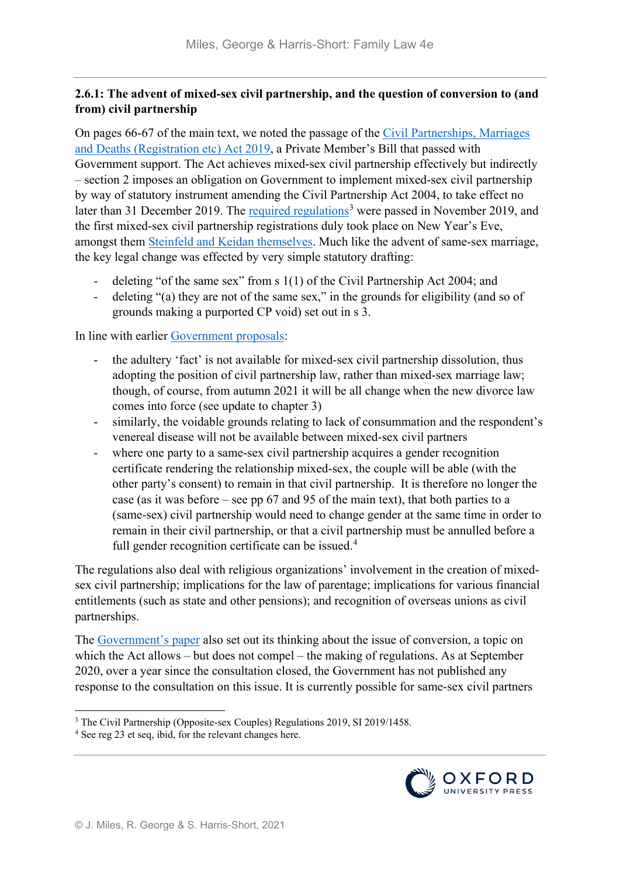### 2.6.1: The advent of mixed-sex civil partnership, and the question of conversion to (and from) civil partnership

On pages 66-67 of the main text, we noted the passage of the Civil Partnerships, Marriages and Deaths (Registration etc) Act 2019, a Private Member's Bill that passed with Government support. The Act achieves mixed-sex civil partnership effectively but indirectly – section 2 imposes an obligation on Government to implement mixed-sex civil partnership by way of statutory instrument amending the Civil Partnership Act 2004, to take effect no later than 31 December 2019. The required regulations[3] were passed in November 2019, and the first mixed-sex civil partnership registrations duly took place on New Year's Eve, amongst them Steinfeld and Keidan themselves. Much like the advent of same-sex marriage, the key legal change was effected by very simple statutory drafting:

- deleting "of the same sex" from s 1(1) of the Civil Partnership Act 2004; and
- deleting "(a) they are not of the same sex," in the grounds for eligibility (and so of grounds making a purported CP void) set out in s 3.

In line with earlier Government proposals:

- the adultery 'fact' is not available for mixed-sex civil partnership dissolution, thus adopting the position of civil partnership law, rather than mixed-sex marriage law; though, of course, from autumn 2021 it will be all change when the new divorce law comes into force (see update to chapter 3)
- similarly, the voidable grounds relating to lack of consummation and the respondent's venereal disease will not be available between mixed-sex civil partners
- where one party to a same-sex civil partnership acquires a gender recognition certificate rendering the relationship mixed-sex, the couple will be able (with the other party's consent) to remain in that civil partnership. It is therefore no longer the case (as it was before – see pp 67 and 95 of the main text), that both parties to a (same-sex) civil partnership would need to change gender at the same time in order to remain in their civil partnership, or that a civil partnership must be annulled before a full gender recognition certificate can be issued.[4]

The regulations also deal with religious organizations' involvement in the creation of mixed-sex civil partnership; implications for the law of parentage; implications for various financial entitlements (such as state and other pensions); and recognition of overseas unions as civil partnerships.

The Government's paper also set out its thinking about the issue of conversion, a topic on which the Act allows – but does not compel – the making of regulations. As at September 2020, over a year since the consultation closed, the Government has not published any response to the consultation on this issue. It is currently possible for same-sex civil partners

[3] The Civil Partnership (Opposite-sex Couples) Regulations 2019, SI 2019/1458.

[4] See reg 23 et seq, ibid, for the relevant changes here.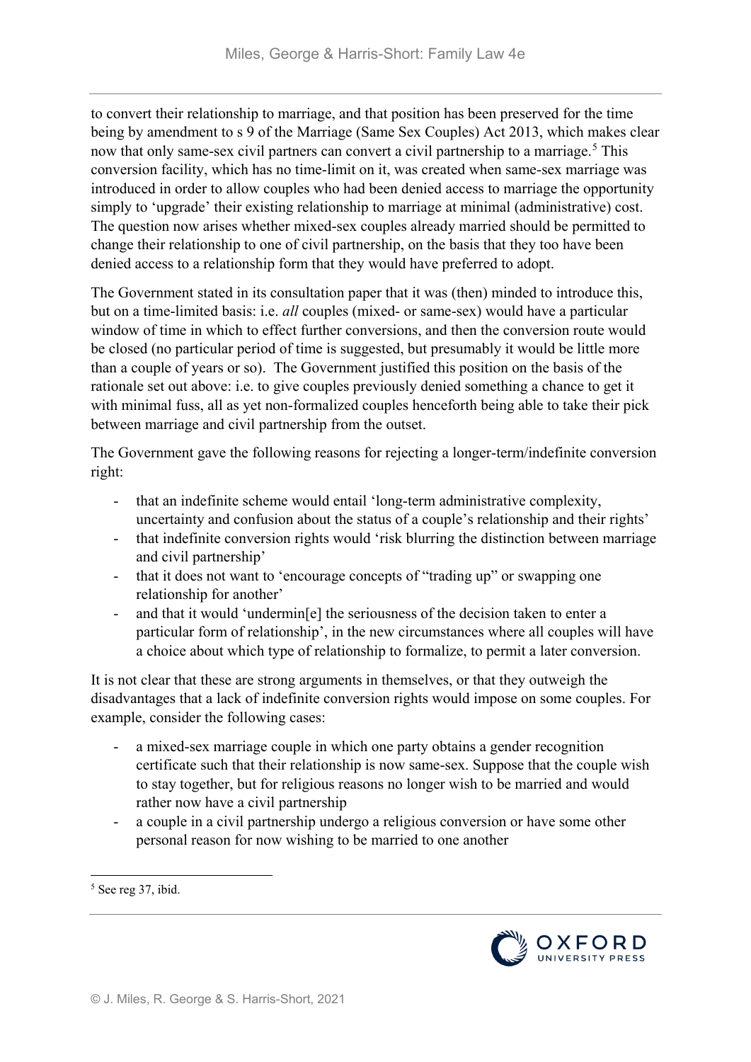to convert their relationship to marriage, and that position has been preserved for the time being by amendment to s 9 of the Marriage (Same Sex Couples) Act 2013, which makes clear now that only same-sex civil partners can convert a civil partnership to a marriage.[5] This conversion facility, which has no time-limit on it, was created when same-sex marriage was introduced in order to allow couples who had been denied access to marriage the opportunity simply to 'upgrade' their existing relationship to marriage at minimal (administrative) cost. The question now arises whether mixed-sex couples already married should be permitted to change their relationship to one of civil partnership, on the basis that they too have been denied access to a relationship form that they would have preferred to adopt.

The Government stated in its consultation paper that it was (then) minded to introduce this, but on a time-limited basis: i.e. *all* couples (mixed- or same-sex) would have a particular window of time in which to effect further conversions, and then the conversion route would be closed (no particular period of time is suggested, but presumably it would be little more than a couple of years or so). The Government justified this position on the basis of the rationale set out above: i.e. to give couples previously denied something a chance to get it with minimal fuss, all as yet non-formalized couples henceforth being able to take their pick between marriage and civil partnership from the outset.

The Government gave the following reasons for rejecting a longer-term/indefinite conversion right:

- that an indefinite scheme would entail 'long-term administrative complexity, uncertainty and confusion about the status of a couple's relationship and their rights'
- that indefinite conversion rights would 'risk blurring the distinction between marriage and civil partnership'
- that it does not want to 'encourage concepts of "trading up" or swapping one relationship for another'
- and that it would 'undermin[e] the seriousness of the decision taken to enter a particular form of relationship', in the new circumstances where all couples will have a choice about which type of relationship to formalize, to permit a later conversion.

It is not clear that these are strong arguments in themselves, or that they outweigh the disadvantages that a lack of indefinite conversion rights would impose on some couples. For example, consider the following cases:

- a mixed-sex marriage couple in which one party obtains a gender recognition certificate such that their relationship is now same-sex. Suppose that the couple wish to stay together, but for religious reasons no longer wish to be married and would rather now have a civil partnership
- a couple in a civil partnership undergo a religious conversion or have some other personal reason for now wishing to be married to one another

[5] See reg 37, ibid.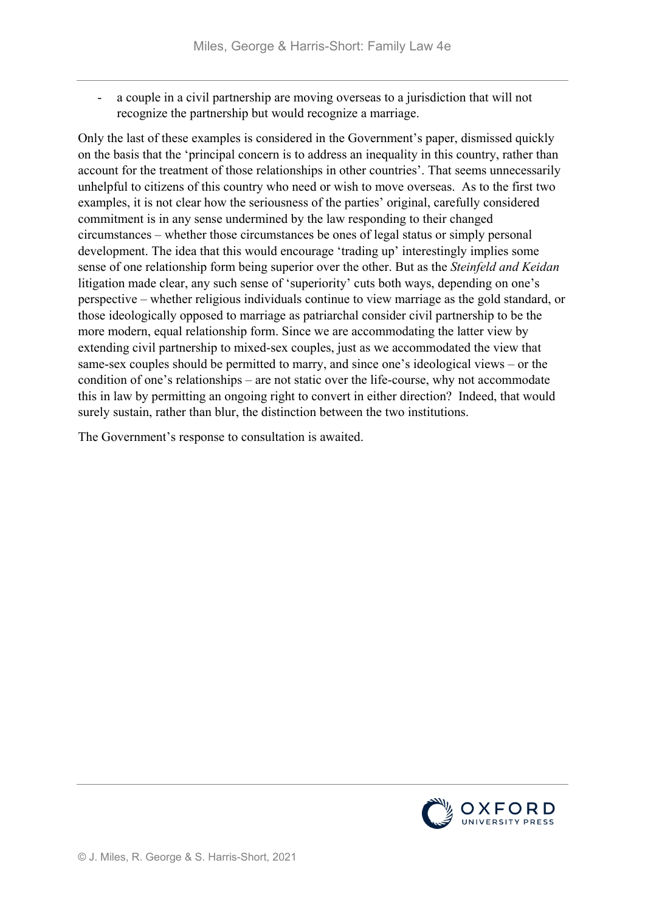- a couple in a civil partnership are moving overseas to a jurisdiction that will not recognize the partnership but would recognize a marriage.

Only the last of these examples is considered in the Government's paper, dismissed quickly on the basis that the 'principal concern is to address an inequality in this country, rather than account for the treatment of those relationships in other countries'. That seems unnecessarily unhelpful to citizens of this country who need or wish to move overseas. As to the first two examples, it is not clear how the seriousness of the parties' original, carefully considered commitment is in any sense undermined by the law responding to their changed circumstances – whether those circumstances be ones of legal status or simply personal development. The idea that this would encourage 'trading up' interestingly implies some sense of one relationship form being superior over the other. But as the *Steinfeld and Keidan* litigation made clear, any such sense of 'superiority' cuts both ways, depending on one's perspective – whether religious individuals continue to view marriage as the gold standard, or those ideologically opposed to marriage as patriarchal consider civil partnership to be the more modern, equal relationship form. Since we are accommodating the latter view by extending civil partnership to mixed-sex couples, just as we accommodated the view that same-sex couples should be permitted to marry, and since one's ideological views – or the condition of one's relationships – are not static over the life-course, why not accommodate this in law by permitting an ongoing right to convert in either direction? Indeed, that would surely sustain, rather than blur, the distinction between the two institutions.

The Government's response to consultation is awaited.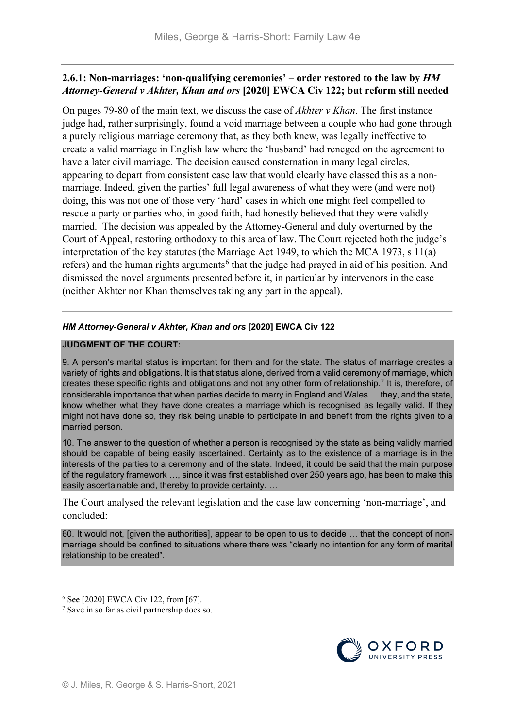### 2.6.1: Non-marriages: 'non-qualifying ceremonies' – order restored to the law by *HM Attorney-General v Akhter, Khan and ors* [2020] EWCA Civ 122; but reform still needed

On pages 79-80 of the main text, we discuss the case of *Akhter v Khan*. The first instance judge had, rather surprisingly, found a void marriage between a couple who had gone through a purely religious marriage ceremony that, as they both knew, was legally ineffective to create a valid marriage in English law where the 'husband' had reneged on the agreement to have a later civil marriage. The decision caused consternation in many legal circles, appearing to depart from consistent case law that would clearly have classed this as a non-marriage. Indeed, given the parties' full legal awareness of what they were (and were not) doing, this was not one of those very 'hard' cases in which one might feel compelled to rescue a party or parties who, in good faith, had honestly believed that they were validly married. The decision was appealed by the Attorney-General and duly overturned by the Court of Appeal, restoring orthodoxy to this area of law. The Court rejected both the judge's interpretation of the key statutes (the Marriage Act 1949, to which the MCA 1973, s 11(a) refers) and the human rights arguments[6] that the judge had prayed in aid of his position. And dismissed the novel arguments presented before it, in particular by intervenors in the case (neither Akhter nor Khan themselves taking any part in the appeal).

---

***HM Attorney-General v Akhter, Khan and ors* [2020] EWCA Civ 122**

**JUDGMENT OF THE COURT:**

9. A person's marital status is important for them and for the state. The status of marriage creates a variety of rights and obligations. It is that status alone, derived from a valid ceremony of marriage, which creates these specific rights and obligations and not any other form of relationship.[7] It is, therefore, of considerable importance that when parties decide to marry in England and Wales … they, and the state, know whether what they have done creates a marriage which is recognised as legally valid. If they might not have done so, they risk being unable to participate in and benefit from the rights given to a married person.

10. The answer to the question of whether a person is recognised by the state as being validly married should be capable of being easily ascertained. Certainty as to the existence of a marriage is in the interests of the parties to a ceremony and of the state. Indeed, it could be said that the main purpose of the regulatory framework …, since it was first established over 250 years ago, has been to make this easily ascertainable and, thereby to provide certainty. …

The Court analysed the relevant legislation and the case law concerning 'non-marriage', and concluded:

60. It would not, [given the authorities], appear to be open to us to decide … that the concept of non-marriage should be confined to situations where there was "clearly no intention for any form of marital relationship to be created".

---

[6] See [2020] EWCA Civ 122, from [67].

[7] Save in so far as civil partnership does so.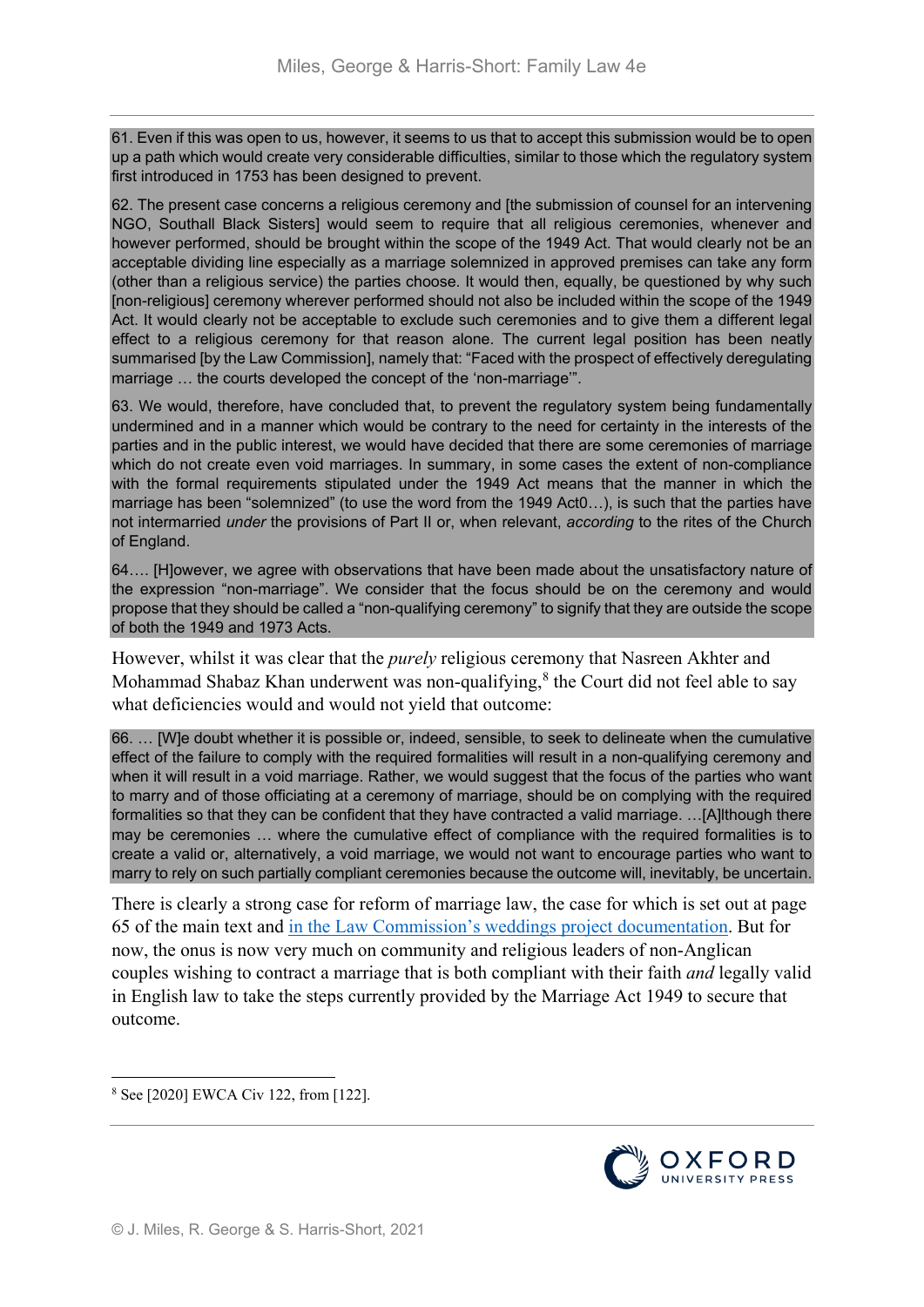> 61. Even if this was open to us, however, it seems to us that to accept this submission would be to open up a path which would create very considerable difficulties, similar to those which the regulatory system first introduced in 1753 has been designed to prevent.
>
> 62. The present case concerns a religious ceremony and [the submission of counsel for an intervening NGO, Southall Black Sisters] would seem to require that all religious ceremonies, whenever and however performed, should be brought within the scope of the 1949 Act. That would clearly not be an acceptable dividing line especially as a marriage solemnized in approved premises can take any form (other than a religious service) the parties choose. It would then, equally, be questioned by why such [non-religious] ceremony wherever performed should not also be included within the scope of the 1949 Act. It would clearly not be acceptable to exclude such ceremonies and to give them a different legal effect to a religious ceremony for that reason alone. The current legal position has been neatly summarised [by the Law Commission], namely that: "Faced with the prospect of effectively deregulating marriage … the courts developed the concept of the 'non-marriage'".
>
> 63. We would, therefore, have concluded that, to prevent the regulatory system being fundamentally undermined and in a manner which would be contrary to the need for certainty in the interests of the parties and in the public interest, we would have decided that there are some ceremonies of marriage which do not create even void marriages. In summary, in some cases the extent of non-compliance with the formal requirements stipulated under the 1949 Act means that the manner in which the marriage has been "solemnized" (to use the word from the 1949 Act0…), is such that the parties have not intermarried *under* the provisions of Part II or, when relevant, *according* to the rites of the Church of England.
>
> 64…. [H]owever, we agree with observations that have been made about the unsatisfactory nature of the expression "non-marriage". We consider that the focus should be on the ceremony and would propose that they should be called a "non-qualifying ceremony" to signify that they are outside the scope of both the 1949 and 1973 Acts.

However, whilst it was clear that the *purely* religious ceremony that Nasreen Akhter and Mohammad Shabaz Khan underwent was non-qualifying,[8] the Court did not feel able to say what deficiencies would and would not yield that outcome:

> 66. … [W]e doubt whether it is possible or, indeed, sensible, to seek to delineate when the cumulative effect of the failure to comply with the required formalities will result in a non-qualifying ceremony and when it will result in a void marriage. Rather, we would suggest that the focus of the parties who want to marry and of those officiating at a ceremony of marriage, should be on complying with the required formalities so that they can be confident that they have contracted a valid marriage. …[A]lthough there may be ceremonies … where the cumulative effect of compliance with the required formalities is to create a valid or, alternatively, a void marriage, we would not want to encourage parties who want to marry to rely on such partially compliant ceremonies because the outcome will, inevitably, be uncertain.

There is clearly a strong case for reform of marriage law, the case for which is set out at page 65 of the main text and in the Law Commission's weddings project documentation. But for now, the onus is now very much on community and religious leaders of non-Anglican couples wishing to contract a marriage that is both compliant with their faith *and* legally valid in English law to take the steps currently provided by the Marriage Act 1949 to secure that outcome.

---

[8] See [2020] EWCA Civ 122, from [122].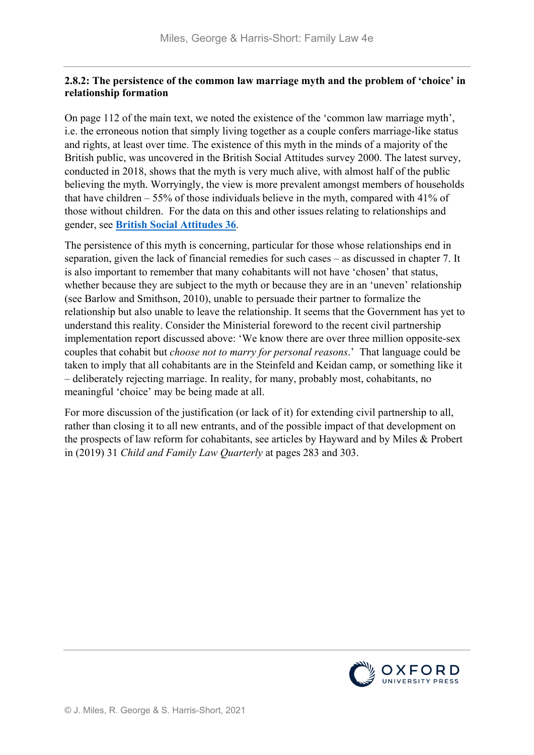### 2.8.2: The persistence of the common law marriage myth and the problem of 'choice' in relationship formation

On page 112 of the main text, we noted the existence of the 'common law marriage myth', i.e. the erroneous notion that simply living together as a couple confers marriage-like status and rights, at least over time. The existence of this myth in the minds of a majority of the British public, was uncovered in the British Social Attitudes survey 2000. The latest survey, conducted in 2018, shows that the myth is very much alive, with almost half of the public believing the myth. Worryingly, the view is more prevalent amongst members of households that have children – 55% of those individuals believe in the myth, compared with 41% of those without children. For the data on this and other issues relating to relationships and gender, see **British Social Attitudes 36**.

The persistence of this myth is concerning, particular for those whose relationships end in separation, given the lack of financial remedies for such cases – as discussed in chapter 7. It is also important to remember that many cohabitants will not have 'chosen' that status, whether because they are subject to the myth or because they are in an 'uneven' relationship (see Barlow and Smithson, 2010), unable to persuade their partner to formalize the relationship but also unable to leave the relationship. It seems that the Government has yet to understand this reality. Consider the Ministerial foreword to the recent civil partnership implementation report discussed above: 'We know there are over three million opposite-sex couples that cohabit but *choose not to marry for personal reasons*.' That language could be taken to imply that all cohabitants are in the Steinfeld and Keidan camp, or something like it – deliberately rejecting marriage. In reality, for many, probably most, cohabitants, no meaningful 'choice' may be being made at all.

For more discussion of the justification (or lack of it) for extending civil partnership to all, rather than closing it to all new entrants, and of the possible impact of that development on the prospects of law reform for cohabitants, see articles by Hayward and by Miles & Probert in (2019) 31 *Child and Family Law Quarterly* at pages 283 and 303.